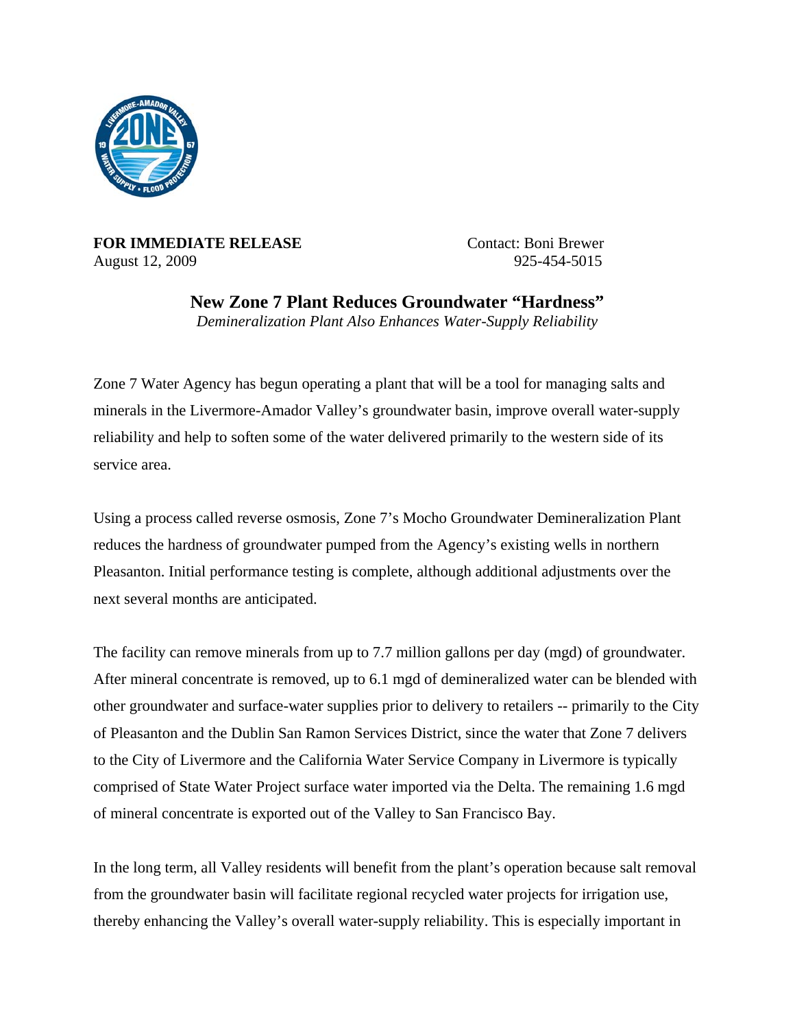**FOR IMMEDIATE RELEASE**
August 12, 2009

Contact: Boni Brewer
925-454-5015

## New Zone 7 Plant Reduces Groundwater "Hardness"

*Demineralization Plant Also Enhances Water-Supply Reliability*

Zone 7 Water Agency has begun operating a plant that will be a tool for managing salts and minerals in the Livermore-Amador Valley's groundwater basin, improve overall water-supply reliability and help to soften some of the water delivered primarily to the western side of its service area.

Using a process called reverse osmosis, Zone 7's Mocho Groundwater Demineralization Plant reduces the hardness of groundwater pumped from the Agency's existing wells in northern Pleasanton. Initial performance testing is complete, although additional adjustments over the next several months are anticipated.

The facility can remove minerals from up to 7.7 million gallons per day (mgd) of groundwater. After mineral concentrate is removed, up to 6.1 mgd of demineralized water can be blended with other groundwater and surface-water supplies prior to delivery to retailers -- primarily to the City of Pleasanton and the Dublin San Ramon Services District, since the water that Zone 7 delivers to the City of Livermore and the California Water Service Company in Livermore is typically comprised of State Water Project surface water imported via the Delta. The remaining 1.6 mgd of mineral concentrate is exported out of the Valley to San Francisco Bay.

In the long term, all Valley residents will benefit from the plant's operation because salt removal from the groundwater basin will facilitate regional recycled water projects for irrigation use, thereby enhancing the Valley's overall water-supply reliability. This is especially important in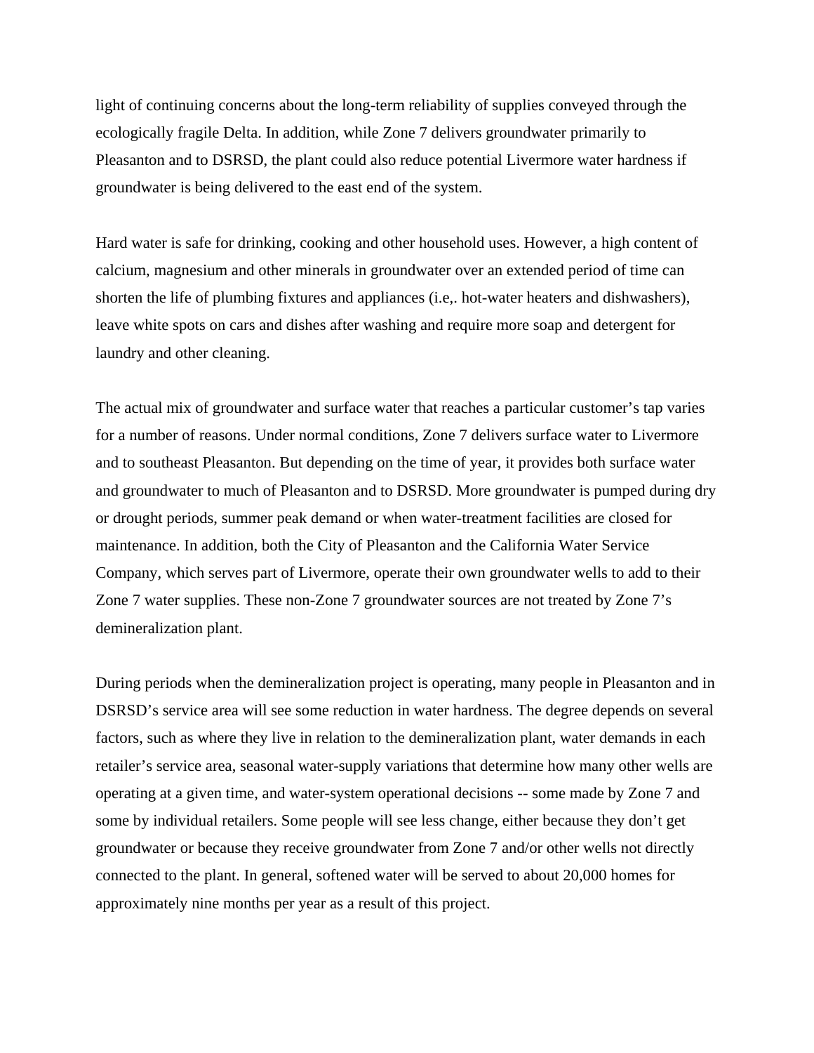light of continuing concerns about the long-term reliability of supplies conveyed through the ecologically fragile Delta. In addition, while Zone 7 delivers groundwater primarily to Pleasanton and to DSRSD, the plant could also reduce potential Livermore water hardness if groundwater is being delivered to the east end of the system.

Hard water is safe for drinking, cooking and other household uses. However, a high content of calcium, magnesium and other minerals in groundwater over an extended period of time can shorten the life of plumbing fixtures and appliances (i.e,. hot-water heaters and dishwashers), leave white spots on cars and dishes after washing and require more soap and detergent for laundry and other cleaning.

The actual mix of groundwater and surface water that reaches a particular customer's tap varies for a number of reasons. Under normal conditions, Zone 7 delivers surface water to Livermore and to southeast Pleasanton. But depending on the time of year, it provides both surface water and groundwater to much of Pleasanton and to DSRSD. More groundwater is pumped during dry or drought periods, summer peak demand or when water-treatment facilities are closed for maintenance. In addition, both the City of Pleasanton and the California Water Service Company, which serves part of Livermore, operate their own groundwater wells to add to their Zone 7 water supplies. These non-Zone 7 groundwater sources are not treated by Zone 7's demineralization plant.

During periods when the demineralization project is operating, many people in Pleasanton and in DSRSD's service area will see some reduction in water hardness. The degree depends on several factors, such as where they live in relation to the demineralization plant, water demands in each retailer's service area, seasonal water-supply variations that determine how many other wells are operating at a given time, and water-system operational decisions -- some made by Zone 7 and some by individual retailers. Some people will see less change, either because they don't get groundwater or because they receive groundwater from Zone 7 and/or other wells not directly connected to the plant. In general, softened water will be served to about 20,000 homes for approximately nine months per year as a result of this project.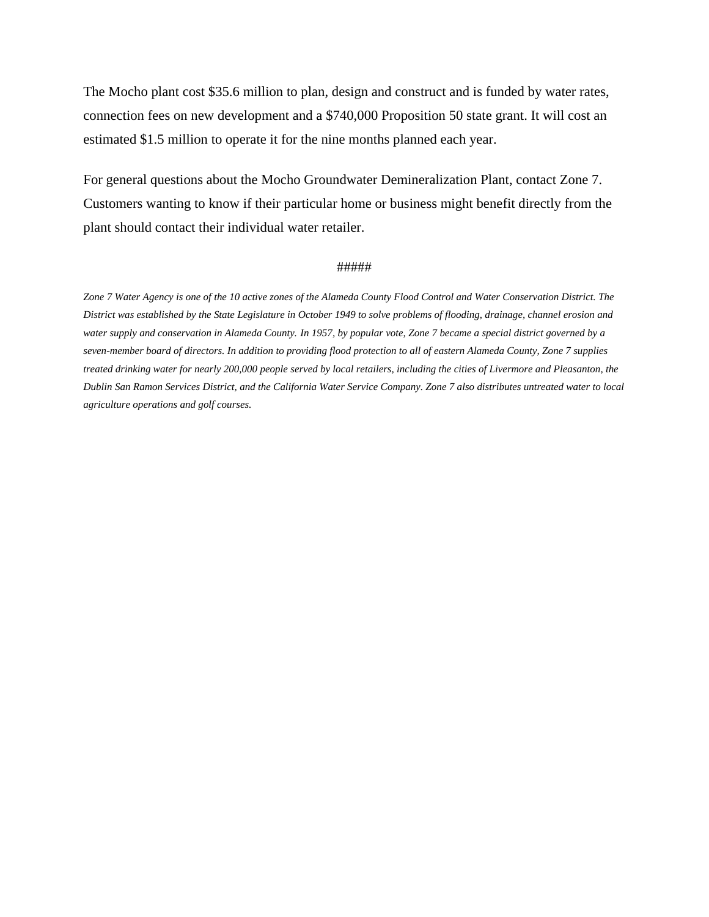The Mocho plant cost $35.6 million to plan, design and construct and is funded by water rates, connection fees on new development and a $740,000 Proposition 50 state grant. It will cost an estimated $1.5 million to operate it for the nine months planned each year.

For general questions about the Mocho Groundwater Demineralization Plant, contact Zone 7. Customers wanting to know if their particular home or business might benefit directly from the plant should contact their individual water retailer.

#####

*Zone 7 Water Agency is one of the 10 active zones of the Alameda County Flood Control and Water Conservation District. The District was established by the State Legislature in October 1949 to solve problems of flooding, drainage, channel erosion and water supply and conservation in Alameda County. In 1957, by popular vote, Zone 7 became a special district governed by a seven-member board of directors. In addition to providing flood protection to all of eastern Alameda County, Zone 7 supplies treated drinking water for nearly 200,000 people served by local retailers, including the cities of Livermore and Pleasanton, the Dublin San Ramon Services District, and the California Water Service Company. Zone 7 also distributes untreated water to local agriculture operations and golf courses.*